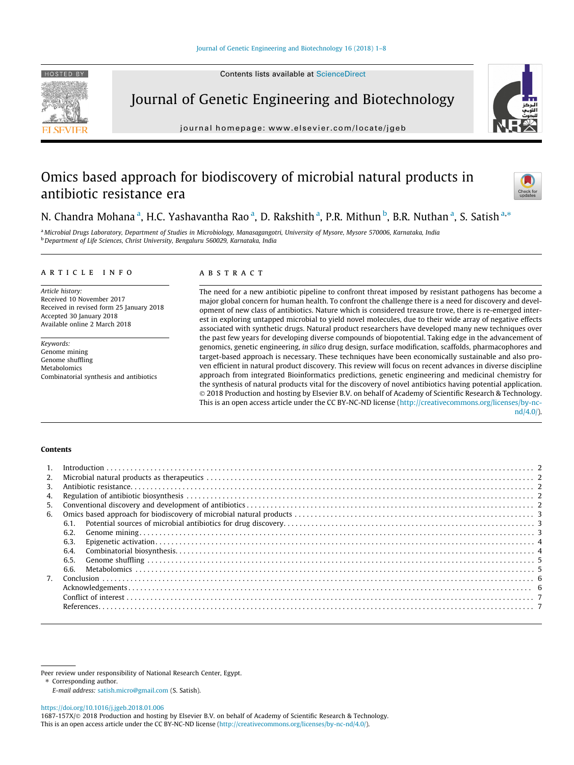# Omics based approach for biodiscovery of microbial natural products in antibiotic resistance era

N. Chandra Mohana [a], H.C. Yashavantha Rao [a], D. Rakshith [a], P.R. Mithun [b], B.R. Nuthan [a], S. Satish [a,*]

[a] Microbial Drugs Laboratory, Department of Studies in Microbiology, Manasagangotri, University of Mysore, Mysore 570006, Karnataka, India
[b] Department of Life Sciences, Christ University, Bengaluru 560029, Karnataka, India

## ARTICLE INFO

*Article history:*
Received 10 November 2017
Received in revised form 25 January 2018
Accepted 30 January 2018
Available online 2 March 2018

*Keywords:*
Genome mining
Genome shuffling
Metabolomics
Combinatorial synthesis and antibiotics

## ABSTRACT

The need for a new antibiotic pipeline to confront threat imposed by resistant pathogens has become a major global concern for human health. To confront the challenge there is a need for discovery and development of new class of antibiotics. Nature which is considered treasure trove, there is re-emerged interest in exploring untapped microbial to yield novel molecules, due to their wide array of negative effects associated with synthetic drugs. Natural product researchers have developed many new techniques over the past few years for developing diverse compounds of biopotential. Taking edge in the advancement of genomics, genetic engineering, *in silico* drug design, surface modification, scaffolds, pharmacophores and target-based approach is necessary. These techniques have been economically sustainable and also proven efficient in natural product discovery. This review will focus on recent advances in diverse discipline approach from integrated Bioinformatics predictions, genetic engineering and medicinal chemistry for the synthesis of natural products vital for the discovery of novel antibiotics having potential application.
© 2018 Production and hosting by Elsevier B.V. on behalf of Academy of Scientific Research & Technology. This is an open access article under the CC BY-NC-ND license (http://creativecommons.org/licenses/by-nc-nd/4.0/).

## Contents

1. Introduction . . . 2
2. Microbial natural products as therapeutics . . . 2
3. Antibiotic resistance . . . 2
4. Regulation of antibiotic biosynthesis . . . 2
5. Conventional discovery and development of antibiotics . . . 2
6. Omics based approach for biodiscovery of microbial natural products . . . 3
   6.1. Potential sources of microbial antibiotics for drug discovery . . . 3
   6.2. Genome mining . . . 3
   6.3. Epigenetic activation . . . 4
   6.4. Combinatorial biosynthesis . . . 4
   6.5. Genome shuffling . . . 5
   6.6. Metabolomics . . . 5
7. Conclusion . . . 6
   Acknowledgements . . . 6
   Conflict of interest . . . 7
   References . . . 7

Peer review under responsibility of National Research Center, Egypt.
* Corresponding author.
*E-mail address:* satish.micro@gmail.com (S. Satish).

https://doi.org/10.1016/j.jgeb.2018.01.006
1687-157X/© 2018 Production and hosting by Elsevier B.V. on behalf of Academy of Scientific Research & Technology.
This is an open access article under the CC BY-NC-ND license (http://creativecommons.org/licenses/by-nc-nd/4.0/).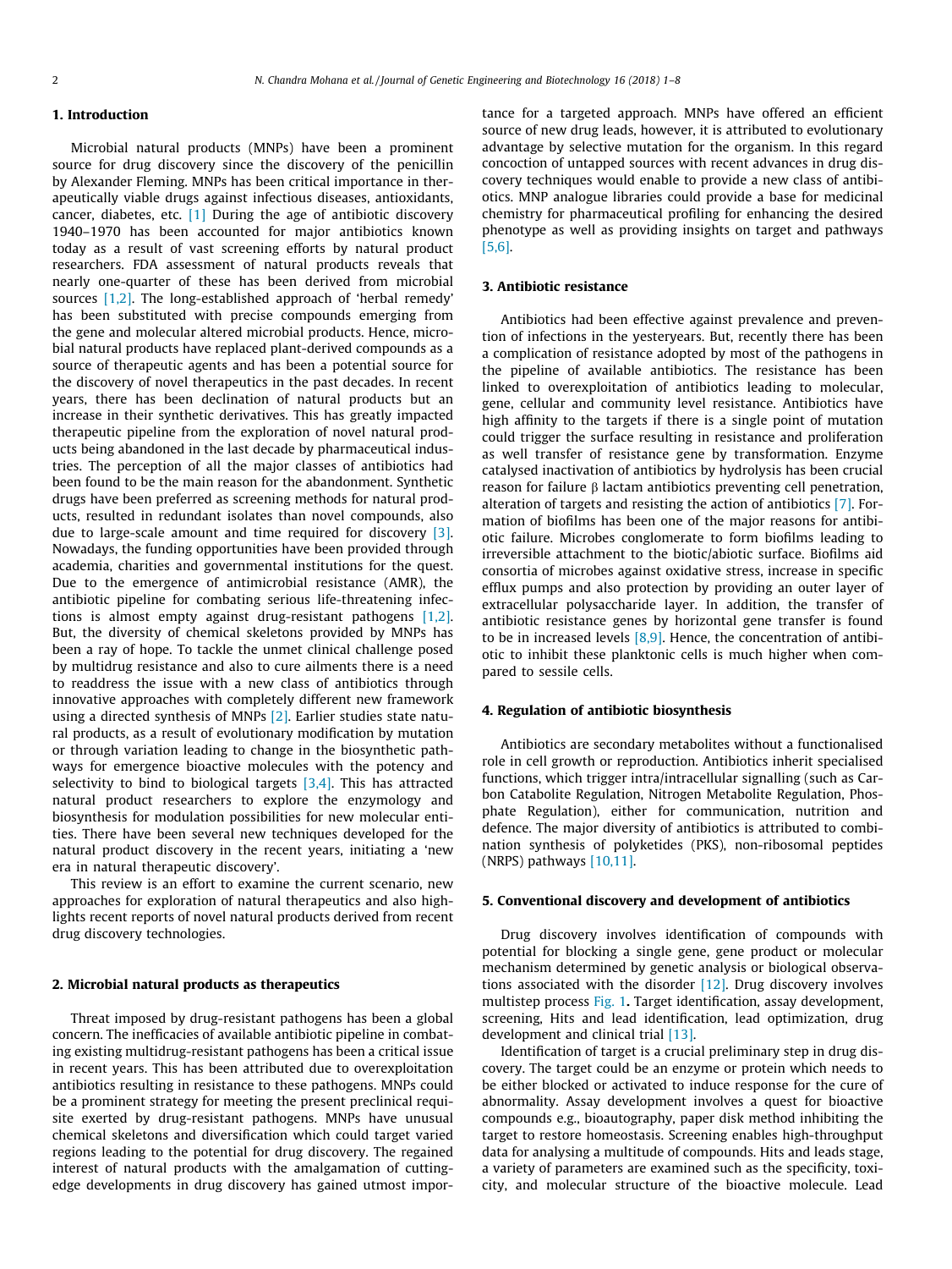## 1. Introduction

Microbial natural products (MNPs) have been a prominent source for drug discovery since the discovery of the penicillin by Alexander Fleming. MNPs has been critical importance in therapeutically viable drugs against infectious diseases, antioxidants, cancer, diabetes, etc. [1] During the age of antibiotic discovery 1940–1970 has been accounted for major antibiotics known today as a result of vast screening efforts by natural product researchers. FDA assessment of natural products reveals that nearly one-quarter of these has been derived from microbial sources [1,2]. The long-established approach of 'herbal remedy' has been substituted with precise compounds emerging from the gene and molecular altered microbial products. Hence, microbial natural products have replaced plant-derived compounds as a source of therapeutic agents and has been a potential source for the discovery of novel therapeutics in the past decades. In recent years, there has been declination of natural products but an increase in their synthetic derivatives. This has greatly impacted therapeutic pipeline from the exploration of novel natural products being abandoned in the last decade by pharmaceutical industries. The perception of all the major classes of antibiotics had been found to be the main reason for the abandonment. Synthetic drugs have been preferred as screening methods for natural products, resulted in redundant isolates than novel compounds, also due to large-scale amount and time required for discovery [3]. Nowadays, the funding opportunities have been provided through academia, charities and governmental institutions for the quest. Due to the emergence of antimicrobial resistance (AMR), the antibiotic pipeline for combating serious life-threatening infections is almost empty against drug-resistant pathogens [1,2]. But, the diversity of chemical skeletons provided by MNPs has been a ray of hope. To tackle the unmet clinical challenge posed by multidrug resistance and also to cure ailments there is a need to readdress the issue with a new class of antibiotics through innovative approaches with completely different new framework using a directed synthesis of MNPs [2]. Earlier studies state natural products, as a result of evolutionary modification by mutation or through variation leading to change in the biosynthetic pathways for emergence bioactive molecules with the potency and selectivity to bind to biological targets [3,4]. This has attracted natural product researchers to explore the enzymology and biosynthesis for modulation possibilities for new molecular entities. There have been several new techniques developed for the natural product discovery in the recent years, initiating a 'new era in natural therapeutic discovery'.

This review is an effort to examine the current scenario, new approaches for exploration of natural therapeutics and also highlights recent reports of novel natural products derived from recent drug discovery technologies.

## 2. Microbial natural products as therapeutics

Threat imposed by drug-resistant pathogens has been a global concern. The inefficacies of available antibiotic pipeline in combating existing multidrug-resistant pathogens has been a critical issue in recent years. This has been attributed due to overexploitation antibiotics resulting in resistance to these pathogens. MNPs could be a prominent strategy for meeting the present preclinical requisite exerted by drug-resistant pathogens. MNPs have unusual chemical skeletons and diversification which could target varied regions leading to the potential for drug discovery. The regained interest of natural products with the amalgamation of cutting-edge developments in drug discovery has gained utmost importance for a targeted approach. MNPs have offered an efficient source of new drug leads, however, it is attributed to evolutionary advantage by selective mutation for the organism. In this regard concoction of untapped sources with recent advances in drug discovery techniques would enable to provide a new class of antibiotics. MNP analogue libraries could provide a base for medicinal chemistry for pharmaceutical profiling for enhancing the desired phenotype as well as providing insights on target and pathways [5,6].

## 3. Antibiotic resistance

Antibiotics had been effective against prevalence and prevention of infections in the yesteryears. But, recently there has been a complication of resistance adopted by most of the pathogens in the pipeline of available antibiotics. The resistance has been linked to overexploitation of antibiotics leading to molecular, gene, cellular and community level resistance. Antibiotics have high affinity to the targets if there is a single point of mutation could trigger the surface resulting in resistance and proliferation as well transfer of resistance gene by transformation. Enzyme catalysed inactivation of antibiotics by hydrolysis has been crucial reason for failure β lactam antibiotics preventing cell penetration, alteration of targets and resisting the action of antibiotics [7]. Formation of biofilms has been one of the major reasons for antibiotic failure. Microbes conglomerate to form biofilms leading to irreversible attachment to the biotic/abiotic surface. Biofilms aid consortia of microbes against oxidative stress, increase in specific efflux pumps and also protection by providing an outer layer of extracellular polysaccharide layer. In addition, the transfer of antibiotic resistance genes by horizontal gene transfer is found to be in increased levels [8,9]. Hence, the concentration of antibiotic to inhibit these planktonic cells is much higher when compared to sessile cells.

## 4. Regulation of antibiotic biosynthesis

Antibiotics are secondary metabolites without a functionalised role in cell growth or reproduction. Antibiotics inherit specialised functions, which trigger intra/intracellular signalling (such as Carbon Catabolite Regulation, Nitrogen Metabolite Regulation, Phosphate Regulation), either for communication, nutrition and defence. The major diversity of antibiotics is attributed to combination synthesis of polyketides (PKS), non-ribosomal peptides (NRPS) pathways [10,11].

## 5. Conventional discovery and development of antibiotics

Drug discovery involves identification of compounds with potential for blocking a single gene, gene product or molecular mechanism determined by genetic analysis or biological observations associated with the disorder [12]. Drug discovery involves multistep process Fig. 1. Target identification, assay development, screening, Hits and lead identification, lead optimization, drug development and clinical trial [13].

Identification of target is a crucial preliminary step in drug discovery. The target could be an enzyme or protein which needs to be either blocked or activated to induce response for the cure of abnormality. Assay development involves a quest for bioactive compounds e.g., bioautography, paper disk method inhibiting the target to restore homeostasis. Screening enables high-throughput data for analysing a multitude of compounds. Hits and leads stage, a variety of parameters are examined such as the specificity, toxicity, and molecular structure of the bioactive molecule. Lead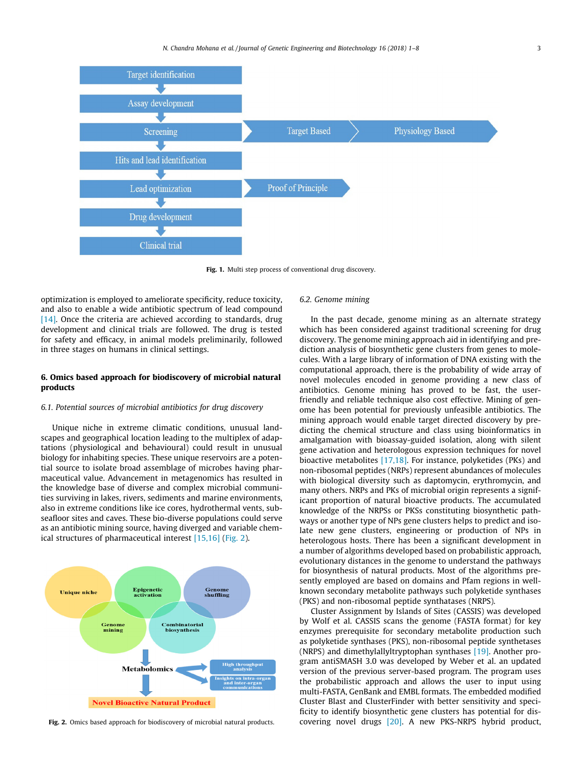Target identification

Assay development

Screening

Target Based

Physiology Based

Hits and lead identification

Lead optimization

Proof of Principle

Drug development

Clinical trial

**Fig. 1.** Multi step process of conventional drug discovery.

optimization is employed to ameliorate specificity, reduce toxicity, and also to enable a wide antibiotic spectrum of lead compound [14]. Once the criteria are achieved according to standards, drug development and clinical trials are followed. The drug is tested for safety and efficacy, in animal models preliminarily, followed in three stages on humans in clinical settings.

## 6. Omics based approach for biodiscovery of microbial natural products

### 6.1. Potential sources of microbial antibiotics for drug discovery

Unique niche in extreme climatic conditions, unusual landscapes and geographical location leading to the multiplex of adaptations (physiological and behavioural) could result in unusual biology for inhabiting species. These unique reservoirs are a potential source to isolate broad assemblage of microbes having pharmaceutical value. Advancement in metagenomics has resulted in the knowledge base of diverse and complex microbial communities surviving in lakes, rivers, sediments and marine environments, also in extreme conditions like ice cores, hydrothermal vents, subseafloor sites and caves. These bio-diverse populations could serve as an antibiotic mining source, having diverged and variable chemical structures of pharmaceutical interest [15,16] (Fig. 2).

Unique niche

Epigenetic activation

Genome shuffling

Genome mining

Combinatorial biosynthesis

Metabolomics

High throughput analysis

Insights on intra-organ and inter-organ communications

Novel Bioactive Natural Product

**Fig. 2.** Omics based approach for biodiscovery of microbial natural products.

### 6.2. Genome mining

In the past decade, genome mining as an alternate strategy which has been considered against traditional screening for drug discovery. The genome mining approach aid in identifying and prediction analysis of biosynthetic gene clusters from genes to molecules. With a large library of information of DNA existing with the computational approach, there is the probability of wide array of novel molecules encoded in genome providing a new class of antibiotics. Genome mining has proved to be fast, the user-friendly and reliable technique also cost effective. Mining of genome has been potential for previously unfeasible antibiotics. The mining approach would enable target directed discovery by predicting the chemical structure and class using bioinformatics in amalgamation with bioassay-guided isolation, along with silent gene activation and heterologous expression techniques for novel bioactive metabolites [17,18]. For instance, polyketides (PKs) and non-ribosomal peptides (NRPs) represent abundances of molecules with biological diversity such as daptomycin, erythromycin, and many others. NRPs and PKs of microbial origin represents a significant proportion of natural bioactive products. The accumulated knowledge of the NRPSs or PKSs constituting biosynthetic pathways or another type of NPs gene clusters helps to predict and isolate new gene clusters, engineering or production of NPs in heterologous hosts. There has been a significant development in a number of algorithms developed based on probabilistic approach, evolutionary distances in the genome to understand the pathways for biosynthesis of natural products. Most of the algorithms presently employed are based on domains and Pfam regions in well-known secondary metabolite pathways such polyketide synthases (PKS) and non-ribosomal peptide synthases (NRPS).

Cluster Assignment by Islands of Sites (CASSIS) was developed by Wolf et al. CASSIS scans the genome (FASTA format) for key enzymes prerequisite for secondary metabolite production such as polyketide synthases (PKS), non-ribosomal peptide synthetases (NRPS) and dimethylallyltryptophan synthases [19]. Another program antiSMASH 3.0 was developed by Weber et al. an updated version of the previous server-based program. The program uses the probabilistic approach and allows the user to input using multi-FASTA, GenBank and EMBL formats. The embedded modified Cluster Blast and ClusterFinder with better sensitivity and specificity to identify biosynthetic gene clusters has potential for discovering novel drugs [20]. A new PKS-NRPS hybrid product,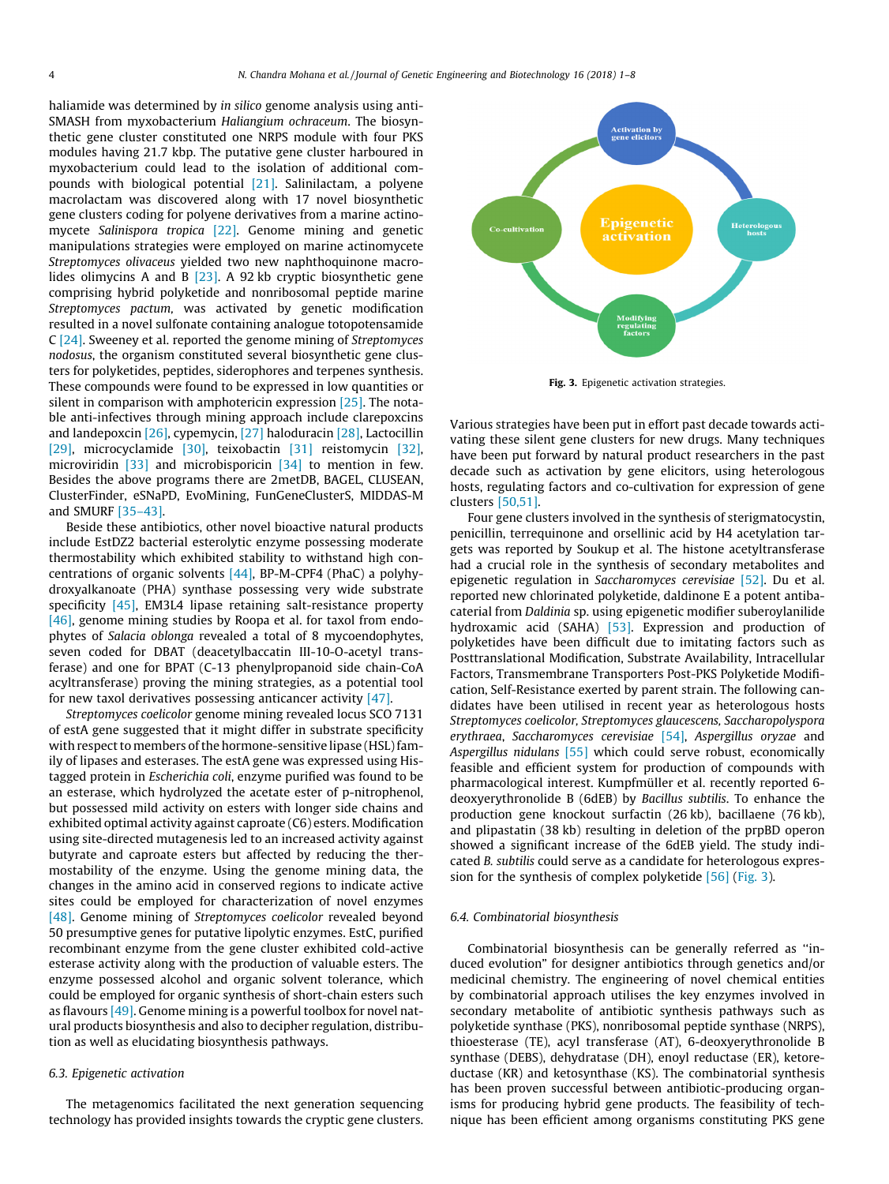haliamide was determined by *in silico* genome analysis using antiSMASH from myxobacterium *Haliangium ochraceum*. The biosynthetic gene cluster constituted one NRPS module with four PKS modules having 21.7 kbp. The putative gene cluster harboured in myxobacterium could lead to the isolation of additional compounds with biological potential [21]. Salinilactam, a polyene macrolactam was discovered along with 17 novel biosynthetic gene clusters coding for polyene derivatives from a marine actinomycete *Salinispora tropica* [22]. Genome mining and genetic manipulations strategies were employed on marine actinomycete *Streptomyces olivaceus* yielded two new naphthoquinone macrolides olimycins A and B [23]. A 92 kb cryptic biosynthetic gene comprising hybrid polyketide and nonribosomal peptide marine *Streptomyces pactum*, was activated by genetic modification resulted in a novel sulfonate containing analogue totopotensamide C [24]. Sweeney et al. reported the genome mining of *Streptomyces nodosus*, the organism constituted several biosynthetic gene clusters for polyketides, peptides, siderophores and terpenes synthesis. These compounds were found to be expressed in low quantities or silent in comparison with amphotericin expression [25]. The notable anti-infectives through mining approach include clarepoxcins and landepoxcin [26], cypemycin, [27] haloduracin [28], Lactocillin [29], microcyclamide [30], teixobactin [31] reistomycin [32], microviridin [33] and microbisporicin [34] to mention in few. Besides the above programs there are 2metDB, BAGEL, CLUSEAN, ClusterFinder, eSNaPD, EvoMining, FunGeneClusterS, MIDDAS-M and SMURF [35–43].

Beside these antibiotics, other novel bioactive natural products include EstDZ2 bacterial esterolytic enzyme possessing moderate thermostability which exhibited stability to withstand high concentrations of organic solvents [44], BP-M-CPF4 (PhaC) a polyhydroxyalkanoate (PHA) synthase possessing very wide substrate specificity [45], EM3L4 lipase retaining salt-resistance property [46], genome mining studies by Roopa et al. for taxol from endophytes of *Salacia oblonga* revealed a total of 8 mycoendophytes, seven coded for DBAT (deacetylbaccatin III-10-O-acetyl transferase) and one for BPAT (C-13 phenylpropanoid side chain-CoA acyltransferase) proving the mining strategies, as a potential tool for new taxol derivatives possessing anticancer activity [47].

*Streptomyces coelicolor* genome mining revealed locus SCO 7131 of estA gene suggested that it might differ in substrate specificity with respect to members of the hormone-sensitive lipase (HSL) family of lipases and esterases. The estA gene was expressed using His-tagged protein in *Escherichia coli*, enzyme purified was found to be an esterase, which hydrolyzed the acetate ester of p-nitrophenol, but possessed mild activity on esters with longer side chains and exhibited optimal activity against caproate (C6) esters. Modification using site-directed mutagenesis led to an increased activity against butyrate and caproate esters but affected by reducing the thermostability of the enzyme. Using the genome mining data, the changes in the amino acid in conserved regions to indicate active sites could be employed for characterization of novel enzymes [48]. Genome mining of *Streptomyces coelicolor* revealed beyond 50 presumptive genes for putative lipolytic enzymes. EstC, purified recombinant enzyme from the gene cluster exhibited cold-active esterase activity along with the production of valuable esters. The enzyme possessed alcohol and organic solvent tolerance, which could be employed for organic synthesis of short-chain esters such as flavours [49]. Genome mining is a powerful toolbox for novel natural products biosynthesis and also to decipher regulation, distribution as well as elucidating biosynthesis pathways.

### 6.3. Epigenetic activation

The metagenomics facilitated the next generation sequencing technology has provided insights towards the cryptic gene clusters. Various strategies have been put in effort past decade towards activating these silent gene clusters for new drugs. Many techniques have been put forward by natural product researchers in the past decade such as activation by gene elicitors, using heterologous hosts, regulating factors and co-cultivation for expression of gene clusters [50,51].

Fig. 3. Epigenetic activation strategies.

Four gene clusters involved in the synthesis of sterigmatocystin, penicillin, terrequinone and orsellinic acid by H4 acetylation targets was reported by Soukup et al. The histone acetyltransferase had a crucial role in the synthesis of secondary metabolites and epigenetic regulation in *Saccharomyces cerevisiae* [52]. Du et al. reported new chlorinated polyketide, daldinone E a potent antibacaterial from *Daldinia* sp. using epigenetic modifier suberoylanilide hydroxamic acid (SAHA) [53]. Expression and production of polyketides have been difficult due to imitating factors such as Posttranslational Modification, Substrate Availability, Intracellular Factors, Transmembrane Transporters Post-PKS Polyketide Modification, Self-Resistance exerted by parent strain. The following candidates have been utilised in recent year as heterologous hosts *Streptomyces coelicolor, Streptomyces glaucescens, Saccharopolyspora erythraea, Saccharomyces cerevisiae* [54], *Aspergillus oryzae* and *Aspergillus nidulans* [55] which could serve robust, economically feasible and efficient system for production of compounds with pharmacological interest. Kumpfmüller et al. recently reported 6-deoxyerythronolide B (6dEB) by *Bacillus subtilis*. To enhance the production gene knockout surfactin (26 kb), bacillaene (76 kb), and plipastatin (38 kb) resulting in deletion of the prpBD operon showed a significant increase of the 6dEB yield. The study indicated *B. subtilis* could serve as a candidate for heterologous expression for the synthesis of complex polyketide [56] (Fig. 3).

### 6.4. Combinatorial biosynthesis

Combinatorial biosynthesis can be generally referred as "induced evolution" for designer antibiotics through genetics and/or medicinal chemistry. The engineering of novel chemical entities by combinatorial approach utilises the key enzymes involved in secondary metabolite of antibiotic synthesis pathways such as polyketide synthase (PKS), nonribosomal peptide synthase (NRPS), thioesterase (TE), acyl transferase (AT), 6-deoxyerythronolide B synthase (DEBS), dehydratase (DH), enoyl reductase (ER), ketoreductase (KR) and ketosynthase (KS). The combinatorial synthesis has been proven successful between antibiotic-producing organisms for producing hybrid gene products. The feasibility of technique has been efficient among organisms constituting PKS gene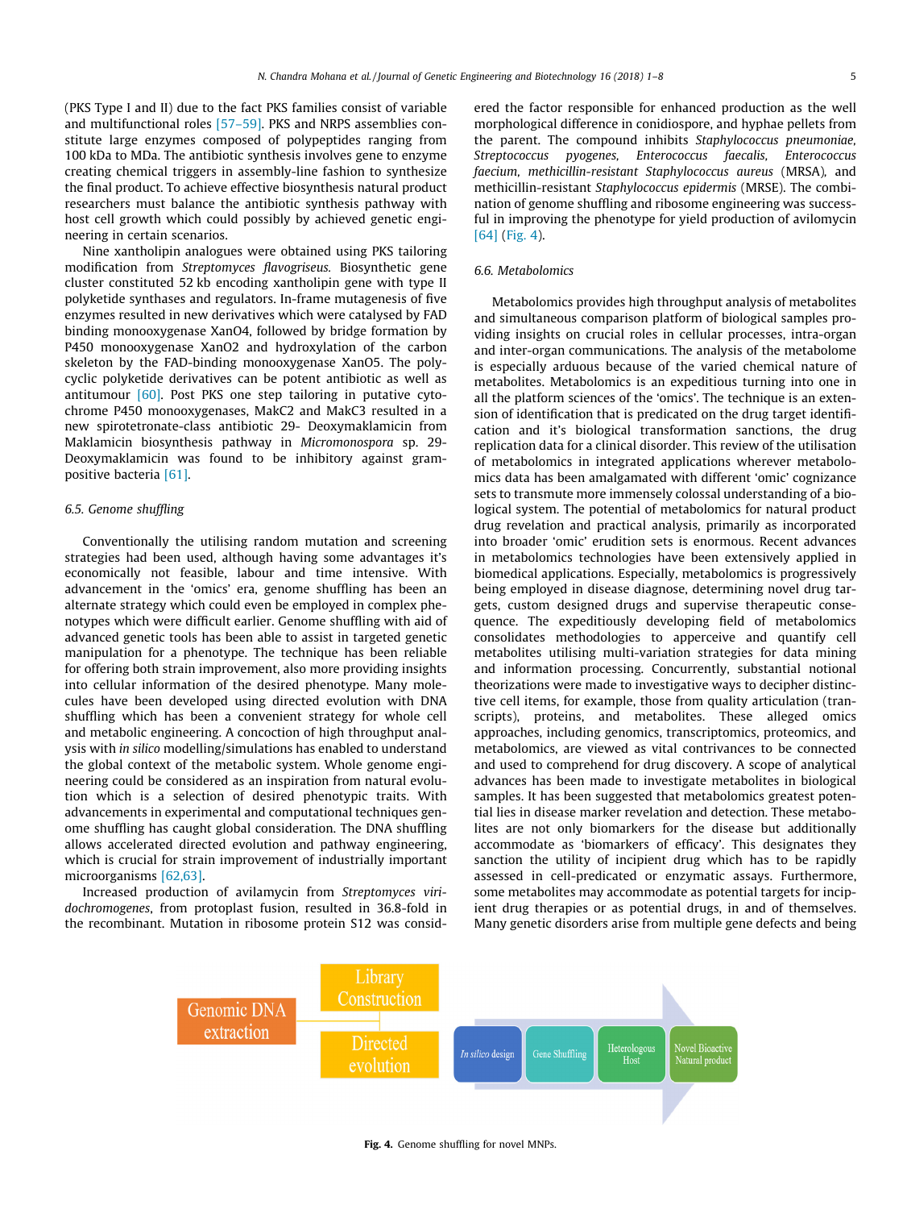(PKS Type I and II) due to the fact PKS families consist of variable and multifunctional roles [57–59]. PKS and NRPS assemblies constitute large enzymes composed of polypeptides ranging from 100 kDa to MDa. The antibiotic synthesis involves gene to enzyme creating chemical triggers in assembly-line fashion to synthesize the final product. To achieve effective biosynthesis natural product researchers must balance the antibiotic synthesis pathway with host cell growth which could possibly by achieved genetic engineering in certain scenarios.

Nine xantholipin analogues were obtained using PKS tailoring modification from *Streptomyces flavogriseus*. Biosynthetic gene cluster constituted 52 kb encoding xantholipin gene with type II polyketide synthases and regulators. In-frame mutagenesis of five enzymes resulted in new derivatives which were catalysed by FAD binding monooxygenase XanO4, followed by bridge formation by P450 monooxygenase XanO2 and hydroxylation of the carbon skeleton by the FAD-binding monooxygenase XanO5. The polycyclic polyketide derivatives can be potent antibiotic as well as antitumour [60]. Post PKS one step tailoring in putative cytochrome P450 monooxygenases, MakC2 and MakC3 resulted in a new spirotetronate-class antibiotic 29- Deoxymaklamicin from Maklamicin biosynthesis pathway in *Micromonospora* sp. 29-Deoxymaklamicin was found to be inhibitory against gram-positive bacteria [61].

### 6.5. Genome shuffling

Conventionally the utilising random mutation and screening strategies had been used, although having some advantages it's economically not feasible, labour and time intensive. With advancement in the 'omics' era, genome shuffling has been an alternate strategy which could even be employed in complex phenotypes which were difficult earlier. Genome shuffling with aid of advanced genetic tools has been able to assist in targeted genetic manipulation for a phenotype. The technique has been reliable for offering both strain improvement, also more providing insights into cellular information of the desired phenotype. Many molecules have been developed using directed evolution with DNA shuffling which has been a convenient strategy for whole cell and metabolic engineering. A concoction of high throughput analysis with *in silico* modelling/simulations has enabled to understand the global context of the metabolic system. Whole genome engineering could be considered as an inspiration from natural evolution which is a selection of desired phenotypic traits. With advancements in experimental and computational techniques genome shuffling has caught global consideration. The DNA shuffling allows accelerated directed evolution and pathway engineering, which is crucial for strain improvement of industrially important microorganisms [62,63].

Increased production of avilamycin from *Streptomyces viridochromogenes*, from protoplast fusion, resulted in 36.8-fold in the recombinant. Mutation in ribosome protein S12 was considered the factor responsible for enhanced production as the well morphological difference in conidiospore, and hyphae pellets from the parent. The compound inhibits *Staphylococcus pneumoniae, Streptococcus pyogenes, Enterococcus faecalis, Enterococcus faecium, methicillin-resistant Staphylococcus aureus* (MRSA), and methicillin-resistant *Staphylococcus epidermis* (MRSE). The combination of genome shuffling and ribosome engineering was successful in improving the phenotype for yield production of avilomycin [64] (Fig. 4).

### 6.6. Metabolomics

Metabolomics provides high throughput analysis of metabolites and simultaneous comparison platform of biological samples providing insights on crucial roles in cellular processes, intra-organ and inter-organ communications. The analysis of the metabolome is especially arduous because of the varied chemical nature of metabolites. Metabolomics is an expeditious turning into one in all the platform sciences of the 'omics'. The technique is an extension of identification that is predicated on the drug target identification and it's biological transformation sanctions, the drug replication data for a clinical disorder. This review of the utilisation of metabolomics in integrated applications wherever metabolomics data has been amalgamated with different 'omic' cognizance sets to transmute more immensely colossal understanding of a biological system. The potential of metabolomics for natural product drug revelation and practical analysis, primarily as incorporated into broader 'omic' erudition sets is enormous. Recent advances in metabolomics technologies have been extensively applied in biomedical applications. Especially, metabolomics is progressively being employed in disease diagnose, determining novel drug targets, custom designed drugs and supervise therapeutic consequence. The expeditiously developing field of metabolomics consolidates methodologies to apperceive and quantify cell metabolites utilising multi-variation strategies for data mining and information processing. Concurrently, substantial notional theorizations were made to investigative ways to decipher distinctive cell items, for example, those from quality articulation (transcripts), proteins, and metabolites. These alleged omics approaches, including genomics, transcriptomics, proteomics, and metabolomics, are viewed as vital contrivances to be connected and used to comprehend for drug discovery. A scope of analytical advances has been made to investigate metabolites in biological samples. It has been suggested that metabolomics greatest potential lies in disease marker revelation and detection. These metabolites are not only biomarkers for the disease but additionally accommodate as 'biomarkers of efficacy'. This designates they sanction the utility of incipient drug which has to be rapidly assessed in cell-predicated or enzymatic assays. Furthermore, some metabolites may accommodate as potential targets for incipient drug therapies or as potential drugs, in and of themselves. Many genetic disorders arise from multiple gene defects and being

Genomic DNA extraction
Library Construction
Directed evolution
*In silico* design
Gene Shuffling
Heterologous Host
Novel Bioactive Natural product

**Fig. 4.** Genome shuffling for novel MNPs.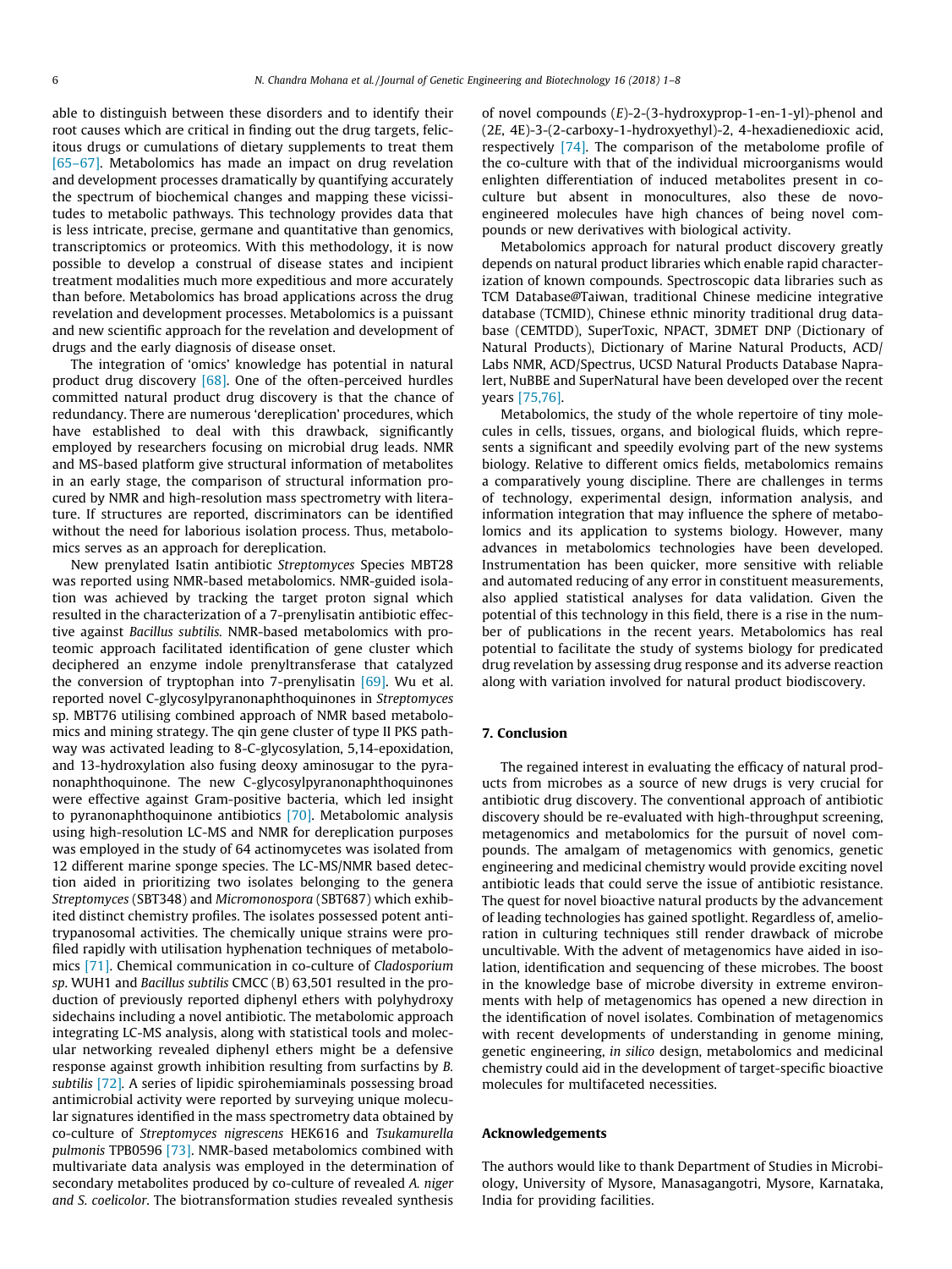able to distinguish between these disorders and to identify their root causes which are critical in finding out the drug targets, felicitous drugs or cumulations of dietary supplements to treat them [65–67]. Metabolomics has made an impact on drug revelation and development processes dramatically by quantifying accurately the spectrum of biochemical changes and mapping these vicissitudes to metabolic pathways. This technology provides data that is less intricate, precise, germane and quantitative than genomics, transcriptomics or proteomics. With this methodology, it is now possible to develop a construal of disease states and incipient treatment modalities much more expeditious and more accurately than before. Metabolomics has broad applications across the drug revelation and development processes. Metabolomics is a puissant and new scientific approach for the revelation and development of drugs and the early diagnosis of disease onset.

The integration of 'omics' knowledge has potential in natural product drug discovery [68]. One of the often-perceived hurdles committed natural product drug discovery is that the chance of redundancy. There are numerous 'dereplication' procedures, which have established to deal with this drawback, significantly employed by researchers focusing on microbial drug leads. NMR and MS-based platform give structural information of metabolites in an early stage, the comparison of structural information procured by NMR and high-resolution mass spectrometry with literature. If structures are reported, discriminators can be identified without the need for laborious isolation process. Thus, metabolomics serves as an approach for dereplication.

New prenylated Isatin antibiotic *Streptomyces* Species MBT28 was reported using NMR-based metabolomics. NMR-guided isolation was achieved by tracking the target proton signal which resulted in the characterization of a 7-prenylisatin antibiotic effective against *Bacillus subtilis*. NMR-based metabolomics with proteomic approach facilitated identification of gene cluster which deciphered an enzyme indole prenyltransferase that catalyzed the conversion of tryptophan into 7-prenylisatin [69]. Wu et al. reported novel C-glycosylpyranonaphthoquinones in *Streptomyces* sp. MBT76 utilising combined approach of NMR based metabolomics and mining strategy. The qin gene cluster of type II PKS pathway was activated leading to 8-C-glycosylation, 5,14-epoxidation, and 13-hydroxylation also fusing deoxy aminosugar to the pyranonaphthoquinone. The new C-glycosylpyranonaphthoquinones were effective against Gram-positive bacteria, which led insight to pyranonaphthoquinone antibiotics [70]. Metabolomic analysis using high-resolution LC-MS and NMR for dereplication purposes was employed in the study of 64 actinomycetes was isolated from 12 different marine sponge species. The LC-MS/NMR based detection aided in prioritizing two isolates belonging to the genera *Streptomyces* (SBT348) and *Micromonospora* (SBT687) which exhibited distinct chemistry profiles. The isolates possessed potent antitrypanosomal activities. The chemically unique strains were profiled rapidly with utilisation hyphenation techniques of metabolomics [71]. Chemical communication in co-culture of *Cladosporium sp*. WUH1 and *Bacillus subtilis* CMCC (B) 63,501 resulted in the production of previously reported diphenyl ethers with polyhydroxy sidechains including a novel antibiotic. The metabolomic approach integrating LC-MS analysis, along with statistical tools and molecular networking revealed diphenyl ethers might be a defensive response against growth inhibition resulting from surfactins by *B. subtilis* [72]. A series of lipidic spirohemiaminals possessing broad antimicrobial activity were reported by surveying unique molecular signatures identified in the mass spectrometry data obtained by co-culture of *Streptomyces nigrescens* HEK616 and *Tsukamurella pulmonis* TPB0596 [73]. NMR-based metabolomics combined with multivariate data analysis was employed in the determination of secondary metabolites produced by co-culture of revealed *A. niger and S. coelicolor*. The biotransformation studies revealed synthesis of novel compounds (*E*)-2-(3-hydroxyprop-1-en-1-yl)-phenol and (2*E*, 4E)-3-(2-carboxy-1-hydroxyethyl)-2, 4-hexadienedioic acid, respectively [74]. The comparison of the metabolome profile of the co-culture with that of the individual microorganisms would enlighten differentiation of induced metabolites present in co-culture but absent in monocultures, also these de novo-engineered molecules have high chances of being novel compounds or new derivatives with biological activity.

Metabolomics approach for natural product discovery greatly depends on natural product libraries which enable rapid characterization of known compounds. Spectroscopic data libraries such as TCM Database@Taiwan, traditional Chinese medicine integrative database (TCMID), Chinese ethnic minority traditional drug database (CEMTDD), SuperToxic, NPACT, 3DMET DNP (Dictionary of Natural Products), Dictionary of Marine Natural Products, ACD/Labs NMR, ACD/Spectrus, UCSD Natural Products Database Napralert, NuBBE and SuperNatural have been developed over the recent years [75,76].

Metabolomics, the study of the whole repertoire of tiny molecules in cells, tissues, organs, and biological fluids, which represents a significant and speedily evolving part of the new systems biology. Relative to different omics fields, metabolomics remains a comparatively young discipline. There are challenges in terms of technology, experimental design, information analysis, and information integration that may influence the sphere of metabolomics and its application to systems biology. However, many advances in metabolomics technologies have been developed. Instrumentation has been quicker, more sensitive with reliable and automated reducing of any error in constituent measurements, also applied statistical analyses for data validation. Given the potential of this technology in this field, there is a rise in the number of publications in the recent years. Metabolomics has real potential to facilitate the study of systems biology for predicated drug revelation by assessing drug response and its adverse reaction along with variation involved for natural product biodiscovery.

## 7. Conclusion

The regained interest in evaluating the efficacy of natural products from microbes as a source of new drugs is very crucial for antibiotic drug discovery. The conventional approach of antibiotic discovery should be re-evaluated with high-throughput screening, metagenomics and metabolomics for the pursuit of novel compounds. The amalgam of metagenomics with genomics, genetic engineering and medicinal chemistry would provide exciting novel antibiotic leads that could serve the issue of antibiotic resistance. The quest for novel bioactive natural products by the advancement of leading technologies has gained spotlight. Regardless of, amelioration in culturing techniques still render drawback of microbe uncultivable. With the advent of metagenomics have aided in isolation, identification and sequencing of these microbes. The boost in the knowledge base of microbe diversity in extreme environments with help of metagenomics has opened a new direction in the identification of novel isolates. Combination of metagenomics with recent developments of understanding in genome mining, genetic engineering, *in silico* design, metabolomics and medicinal chemistry could aid in the development of target-specific bioactive molecules for multifaceted necessities.

## Acknowledgements

The authors would like to thank Department of Studies in Microbiology, University of Mysore, Manasagangotri, Mysore, Karnataka, India for providing facilities.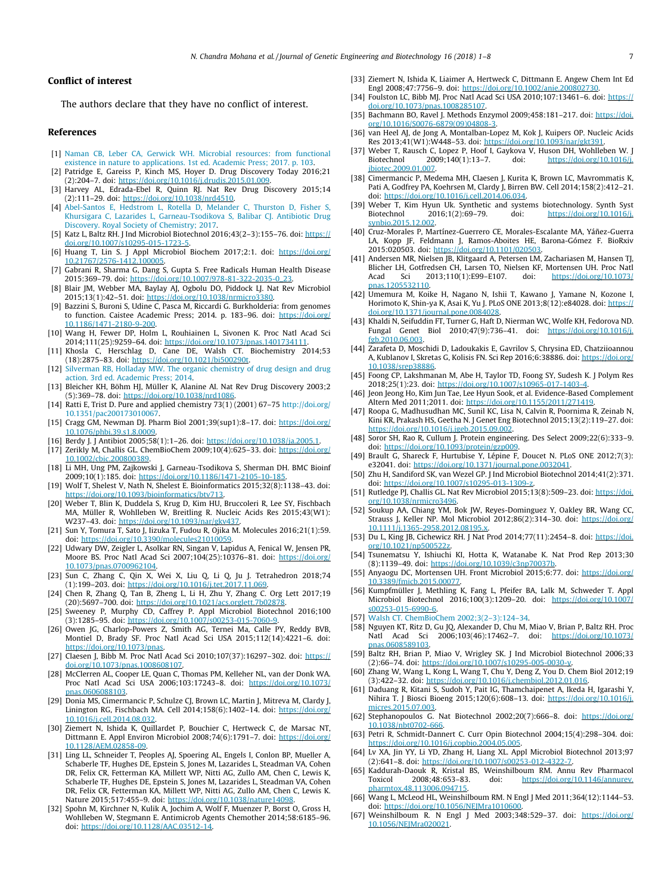## Conflict of interest

The authors declare that they have no conflict of interest.

## References

[1] Naman CB, Leber CA, Gerwick WH. Microbial resources: from functional existence in nature to applications. 1st ed. Academic Press; 2017. p. 103.

[2] Patridge E, Gareiss P, Kinch MS, Hoyer D. Drug Discovery Today 2016;21(2):204–7. doi: https://doi.org/10.1016/j.drudis.2015.01.009.

[3] Harvey AL, Edrada-Ebel R, Quinn RJ. Nat Rev Drug Discovery 2015;14(2):111–29. doi: https://doi.org/10.1038/nrd4510.

[4] Abel-Santos E, Hedstrom L, Rotella D, Melander C, Thurston D, Fisher S, Khursigara C, Lazarides L, Garneau-Tsodikova S, Balibar CJ. Antibiotic Drug Discovery. Royal Society of Chemistry; 2017.

[5] Katz L, Baltz RH. J Ind Microbiol Biotechnol 2016;43(2–3):155–76. doi: https://doi.org/10.1007/s10295-015-1723-5.

[6] Huang T, Lin S. J Appl Microbiol Biochem 2017;2:1. doi: https://doi.org/10.21767/2576-1412.100005.

[7] Gabrani R, Sharma G, Dang S, Gupta S. Free Radicals Human Health Disease 2015:369–79. doi: https://doi.org/10.1007/978-81-322-2035-0_23.

[8] Blair JM, Webber MA, Baylay AJ, Ogbolu DO, Piddock LJ. Nat Rev Microbiol 2015;13(1):42–51. doi: https://doi.org/10.1038/nrmicro3380.

[9] Bazzini S, Buroni S, Udine C, Pasca M, Riccardi G. Burkholderia: from genomes to function. Caistee Academic Press; 2014. p. 183–96. doi: https://doi.org/10.1186/1471-2180-9-200.

[10] Wang H, Fewer DP, Holm L, Rouhiainen L, Sivonen K. Proc Natl Acad Sci 2014;111(25):9259–64. doi: https://doi.org/10.1073/pnas.1401734111.

[11] Khosla C, Herschlag D, Cane DE, Walsh CT. Biochemistry 2014;53(18):2875–83. doi: https://doi.org/10.1021/bi500290t.

[12] Silverman RB, Holladay MW. The organic chemistry of drug design and drug action. 3rd ed. Academic Press; 2014.

[13] Bleicher KH, Böhm HJ, Müller K, Alanine AI. Nat Rev Drug Discovery 2003;2(5):369–78. doi: https://doi.org/10.1038/nrd1086.

[14] Ratti E, Trist D. Pure and applied chemistry 73(1) (2001) 67–75 http://doi.org/10.1351/pac200173010067.

[15] Cragg GM, Newman DJ. Pharm Biol 2001;39(sup1):8–17. doi: https://doi.org/10.1076/phbi.39.s1.8.0009.

[16] Berdy J. J Antibiot 2005;58(1):1–26. doi: https://doi.org/10.1038/ja.2005.1.

[17] Zerikly M, Challis GL. ChemBioChem 2009;10(4):625–33. doi: https://doi.org/10.1002/cbic.200800389.

[18] Li MH, Ung PM, Zajkowski J, Garneau-Tsodikova S, Sherman DH. BMC Bioinf 2009;10(1):185. doi: https://doi.org/10.1186/1471-2105-10-185.

[19] Wolf T, Shelest V, Nath N, Shelest E. Bioinformatics 2015;32(8):1138–43. doi: https://doi.org/10.1093/bioinformatics/btv713.

[20] Weber T, Blin K, Duddela S, Krug D, Kim HU, Bruccoleri R, Lee SY, Fischbach MA, Müller R, Wohlleben W, Breitling R. Nucleic Acids Res 2015;43(W1):W237–43. doi: https://doi.org/10.1093/nar/gkv437.

[21] Sun Y, Tomura T, Sato J, Iizuka T, Fudou R, Ojika M. Molecules 2016;21(1):59. doi: https://doi.org/10.3390/molecules21010059.

[22] Udwary DW, Zeigler L, Asolkar RN, Singan V, Lapidus A, Fenical W, Jensen PR, Moore BS. Proc Natl Acad Sci 2007;104(25):10376–81. doi: https://doi.org/10.1073/pnas.0700962104.

[23] Sun C, Zhang C, Qin X, Wei X, Liu Q, Li Q, Ju J. Tetrahedron 2018;74(1):199–203. doi: https://doi.org/10.1016/j.tet.2017.11.069.

[24] Chen R, Zhang Q, Tan B, Zheng L, Li H, Zhu Y, Zhang C. Org Lett 2017;19(20):5697–700. doi: https://doi.org/10.1021/acs.orglett.7b02878.

[25] Sweeney P, Murphy CD, Caffrey P. Appl Microbiol Biotechnol 2016;100(3):1285–95. doi: https://doi.org/10.1007/s00253-015-7060-9.

[26] Owen JG, Charlop-Powers Z, Smith AG, Ternei MA, Calle PY, Reddy BVB, Montiel D, Brady SF. Proc Natl Acad Sci USA 2015;112(14):4221–6. doi: https://doi.org/10.1073/pnas.

[27] Claesen J, Bibb M. Proc Natl Acad Sci 2010;107(37):16297–302. doi: https://doi.org/10.1073/pnas.1008608107.

[28] McClerren AL, Cooper LE, Quan C, Thomas PM, Kelleher NL, van der Donk WA. Proc Natl Acad Sci USA 2006;103:17243–8. doi: https://doi.org/10.1073/pnas.0606088103.

[29] Donia MS, Cimermancic P, Schulze CJ, Brown LC, Martin J, Mitreva M, Clardy J, Linington RG, Fischbach MA. Cell 2014;158(6):1402–14. doi: https://doi.org/10.1016/j.cell.2014.08.032.

[30] Ziemert N, Ishida K, Quillardet P, Bouchier C, Hertweck C, de Marsac NT, Dittmann E. Appl Environ Microbiol 2008;74(6):1791–7. doi: https://doi.org/10.1128/AEM.02858-09.

[31] Ling LL, Schneider T, Peoples AJ, Spoering AL, Engels I, Conlon BP, Mueller A, Schaberle TF, Hughes DE, Epstein S, Jones M, Lazarides L, Steadman VA, Cohen DR, Felix CR, Fetterman KA, Millett WP, Nitti AG, Zullo AM, Chen C, Lewis K, Schaberle TF, Hughes DE, Epstein S, Jones M, Lazarides L, Steadman VA, Cohen DR, Felix CR, Fetterman KA, Millett WP, Nitti AG, Zullo AM, Chen C, Lewis K. Nature 2015;517:455–9. doi: https://doi.org/10.1038/nature14098.

[32] Spohn M, Kirchner N, Kulik A, Jochim A, Wolf F, Muenzer P, Borst O, Gross H, Wohlleben W, Stegmann E. Antimicrob Agents Chemother 2014;58:6185–96. doi: https://doi.org/10.1128/AAC.03512-14.

[33] Ziemert N, Ishida K, Liaimer A, Hertweck C, Dittmann E. Angew Chem Int Ed Engl 2008;47:7756–9. doi: https://doi.org/10.1002/anie.200802730.

[34] Foulston LC, Bibb MJ. Proc Natl Acad Sci USA 2010;107:13461–6. doi: https://doi.org/10.1073/pnas.1008285107.

[35] Bachmann BO, Ravel J. Methods Enzymol 2009;458:181–217. doi: https://doi.org/10.1016/S0076-6879(09)04808-3.

[36] van Heel AJ, de Jong A, Montalban-Lopez M, Kok J, Kuipers OP. Nucleic Acids Res 2013;41(W1):W448–53. doi: https://doi.org/10.1093/nar/gkt391.

[37] Weber T, Rausch C, Lopez P, Hoof I, Gaykova V, Huson DH, Wohlleben W. J Biotechnol 2009;140(1):13–7. doi: https://doi.org/10.1016/j.jbiotec.2009.01.007.

[38] Cimermancic P, Medema MH, Claesen J, Kurita K, Brown LC, Mavrommatis K, Pati A, Godfrey PA, Koehrsen M, Clardy J, Birren BW. Cell 2014;158(2):412–21. doi: https://doi.org/10.1016/j.cell.2014.06.034.

[39] Weber T, Kim Hyun Uk. Synthetic and systems biotechnology. Synth Syst Biotechnol 2016;1(2):69–79. doi: https://doi.org/10.1016/j.synbio.2015.12.002.

[40] Cruz-Morales P, Martínez-Guerrero CE, Morales-Escalante MA, Yáñez-Guerra LA, Kopp JF, Feldmann J, Ramos-Aboites HE, Barona-Gómez F. BioRxiv 2015:020503. doi: https://doi.org/10.1101/020503.

[41] Andersen MR, Nielsen JB, Klitgaard A, Petersen LM, Zachariasen M, Hansen TJ, Blicher LH, Gotfredsen CH, Larsen TO, Nielsen KF, Mortensen UH. Proc Natl Acad Sci 2013;110(1):E99–E107. doi: https://doi.org/10.1073/pnas.1205532110.

[42] Umemura M, Koike H, Nagano N, Ishii T, Kawano J, Yamane N, Kozone I, Horimoto K, Shin-ya K, Asai K, Yu J. PLoS ONE 2013;8(12):e84028. doi: https://doi.org/10.1371/journal.pone.0084028.

[43] Khaldi N, Seifuddin FT, Turner G, Haft D, Nierman WC, Wolfe KH, Fedorova ND. Fungal Genet Biol 2010;47(9):736–41. doi: https://doi.org/10.1016/j.fgb.2010.06.003.

[44] Zarafeta D, Moschidi D, Ladoukakis E, Gavrilov S, Chrysina ED, Chatziioannou A, Kublanov I, Skretas G, Kolisis FN. Sci Rep 2016;6:38886. doi: https://doi.org/10.1038/srep38886.

[45] Foong CP, Lakshmanan M, Abe H, Taylor TD, Foong SY, Sudesh K. J Polym Res 2018;25(1):23. doi: https://doi.org/10.1007/s10965-017-1403-4.

[46] Jeon Jeong Ho, Kim Jun Tae, Lee Hyun Sook, et al. Evidence-Based Complement Alter Med 2011;2011. doi: https://doi.org/10.1155/2011/271419.

[47] Roopa G, Madhusudhan MC, Sunil KC, Lisa N, Calvin R, Poornima R, Zeinab N, Kini KR, Prakash HS, Geetha N. J Genet Eng Biotechnol 2015;13(2):119–27. doi: https://doi.org/10.1016/j.jgeb.2015.09.002.

[48] Soror SH, Rao R, Cullum J. Protein engineering. Des Select 2009;22(6):333–9. doi: https://doi.org/10.1093/protein/gzp009.

[49] Brault G, Shareck F, Hurtubise Y, Lépine F, Doucet N. PLoS ONE 2012;7(3):e32041. doi: https://doi.org/10.1371/journal.pone.0032041.

[50] Zhu H, Sandiford SK, van Wezel GP. J Ind Microbiol Biotechnol 2014;41(2):371. doi: https://doi.org/10.1007/s10295-013-1309-z.

[51] Rutledge PJ, Challis GL. Nat Rev Microbiol 2015;13(8):509–23. doi: https://doi.org/10.1038/nrmicro3496.

[52] Soukup AA, Chiang YM, Bok JW, Reyes-Dominguez Y, Oakley BR, Wang CC, Strauss J, Keller NP. Mol Microbiol 2012;86(2):314–30. doi: https://doi.org/10.1111/j.1365-2958.2012.08195.x.

[53] Du L, King JB, Cichewicz RH. J Nat Prod 2014;77(11):2454–8. doi: https://doi.org/10.1021/np500522z.

[54] Tsunematsu Y, Ishiuchi KI, Hotta K, Watanabe K. Nat Prod Rep 2013;30(8):1139–49. doi: https://doi.org/10.1039/c3np70037b.

[55] Anyaogu DC, Mortensen UH. Front Microbiol 2015;6:77. doi: https://doi.org/10.3389/fmicb.2015.00077.

[56] Kumpfmüller J, Methling K, Fang L, Pfeifer BA, Lalk M, Schweder T. Appl Microbiol Biotechnol 2016;100(3):1209–20. doi: https://doi.org/10.1007/s00253-015-6990-6.

[57] Walsh CT. ChemBioChem 2002;3(2–3):124–34.

[58] Nguyen KT, Ritz D, Gu JQ, Alexander D, Chu M, Miao V, Brian P, Baltz RH. Proc Natl Acad Sci 2006;103(46):17462–7. doi: https://doi.org/10.1073/pnas.0608589103.

[59] Baltz RH, Brian P, Miao V, Wrigley SK. J Ind Microbiol Biotechnol 2006;33(2):66–74. doi: https://doi.org/10.1007/s10295-005-0030-y.

[60] Zhang W, Wang L, Kong L, Wang T, Chu Y, Deng Z, You D. Chem Biol 2012;19(3):422–32. doi: https://doi.org/10.1016/j.chembiol.2012.01.016.

[61] Daduang R, Kitani S, Sudoh Y, Pait IG, Thamchaipenet A, Ikeda H, Igarashi Y, Nihira T. J Biosci Bioeng 2015;120(6):608–13. doi: https://doi.org/10.1016/j.micres.2015.07.003.

[62] Stephanopoulos G. Nat Biotechnol 2002;20(7):666–8. doi: https://doi.org/10.1038/nbt0702-666.

[63] Petri R, Schmidt-Dannert C. Curr Opin Biotechnol 2004;15(4):298–304. doi: https://doi.org/10.1016/j.copbio.2004.05.005.

[64] Lv XA, Jin YY, Li YD, Zhang H, Liang XL. Appl Microbiol Biotechnol 2013;97(2):641–8. doi: https://doi.org/10.1007/s00253-012-4322-7.

[65] Kaddurah-Daouk R, Kristal BS, Weinshilboum RM. Annu Rev Pharmacol Toxicol 2008;48:653–83. doi: https://doi.org/10.1146/annurev.pharmtox.48.113006.094715.

[66] Wang L, McLeod HL, Weinshilboum RM. N Engl J Med 2011;364(12):1144–53. doi: https://doi.org/10.1056/NEJMra1010600.

[67] Weinshilboum R. N Engl J Med 2003;348:529–37. doi: https://doi.org/10.1056/NEJMra020021.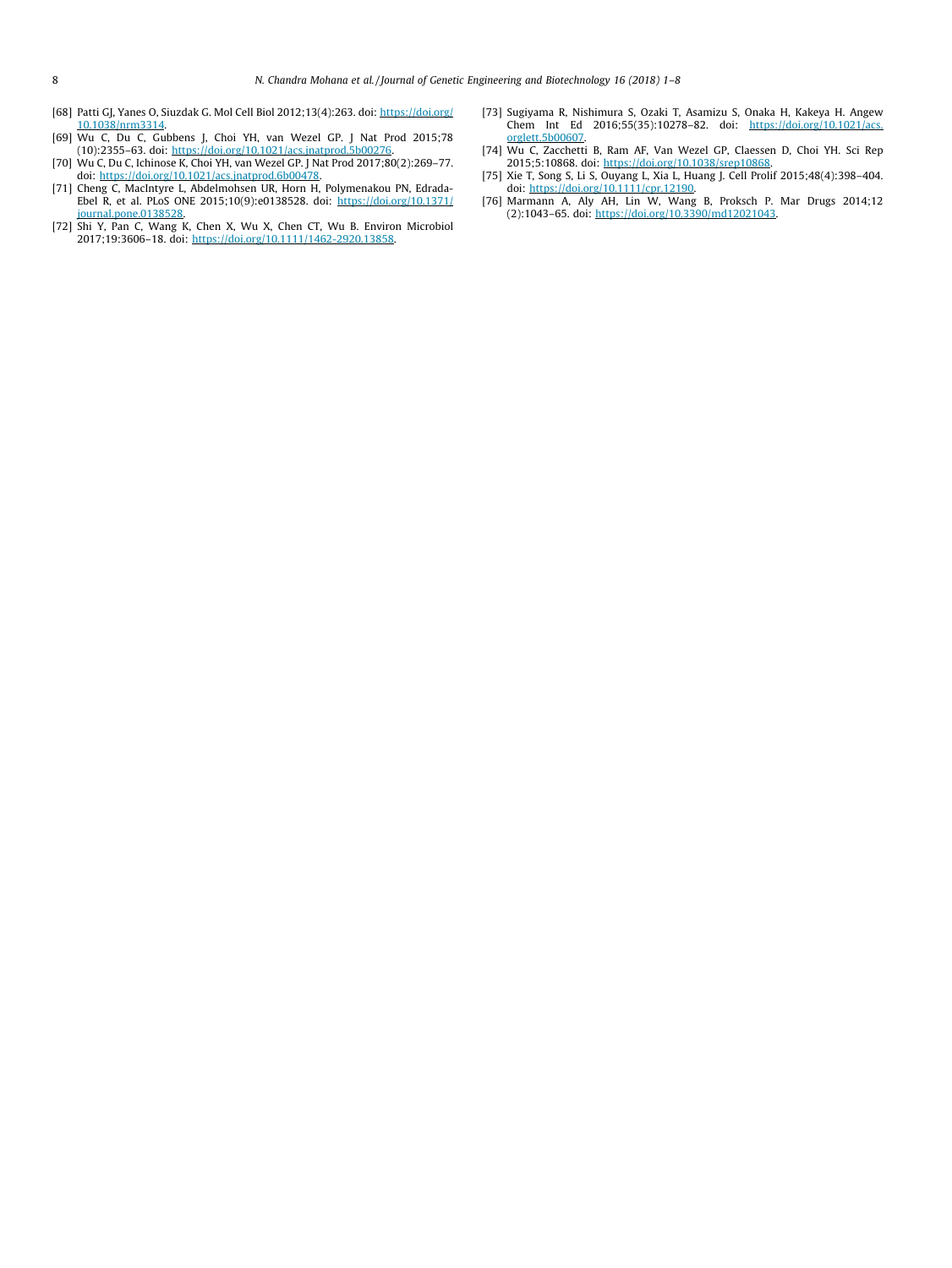[68] Patti GJ, Yanes O, Siuzdak G. Mol Cell Biol 2012;13(4):263. doi: https://doi.org/10.1038/nrm3314.

[69] Wu C, Du C, Gubbens J, Choi YH, van Wezel GP. J Nat Prod 2015;78(10):2355–63. doi: https://doi.org/10.1021/acs.jnatprod.5b00276.

[70] Wu C, Du C, Ichinose K, Choi YH, van Wezel GP. J Nat Prod 2017;80(2):269–77. doi: https://doi.org/10.1021/acs.jnatprod.6b00478.

[71] Cheng C, MacIntyre L, Abdelmohsen UR, Horn H, Polymenakou PN, Edrada-Ebel R, et al. PLoS ONE 2015;10(9):e0138528. doi: https://doi.org/10.1371/journal.pone.0138528.

[72] Shi Y, Pan C, Wang K, Chen X, Wu X, Chen CT, Wu B. Environ Microbiol 2017;19:3606–18. doi: https://doi.org/10.1111/1462-2920.13858.

[73] Sugiyama R, Nishimura S, Ozaki T, Asamizu S, Onaka H, Kakeya H. Angew Chem Int Ed 2016;55(35):10278–82. doi: https://doi.org/10.1021/acs.orglett.5b00607.

[74] Wu C, Zacchetti B, Ram AF, Van Wezel GP, Claessen D, Choi YH. Sci Rep 2015;5:10868. doi: https://doi.org/10.1038/srep10868.

[75] Xie T, Song S, Li S, Ouyang L, Xia L, Huang J. Cell Prolif 2015;48(4):398–404. doi: https://doi.org/10.1111/cpr.12190.

[76] Marmann A, Aly AH, Lin W, Wang B, Proksch P. Mar Drugs 2014;12(2):1043–65. doi: https://doi.org/10.3390/md12021043.